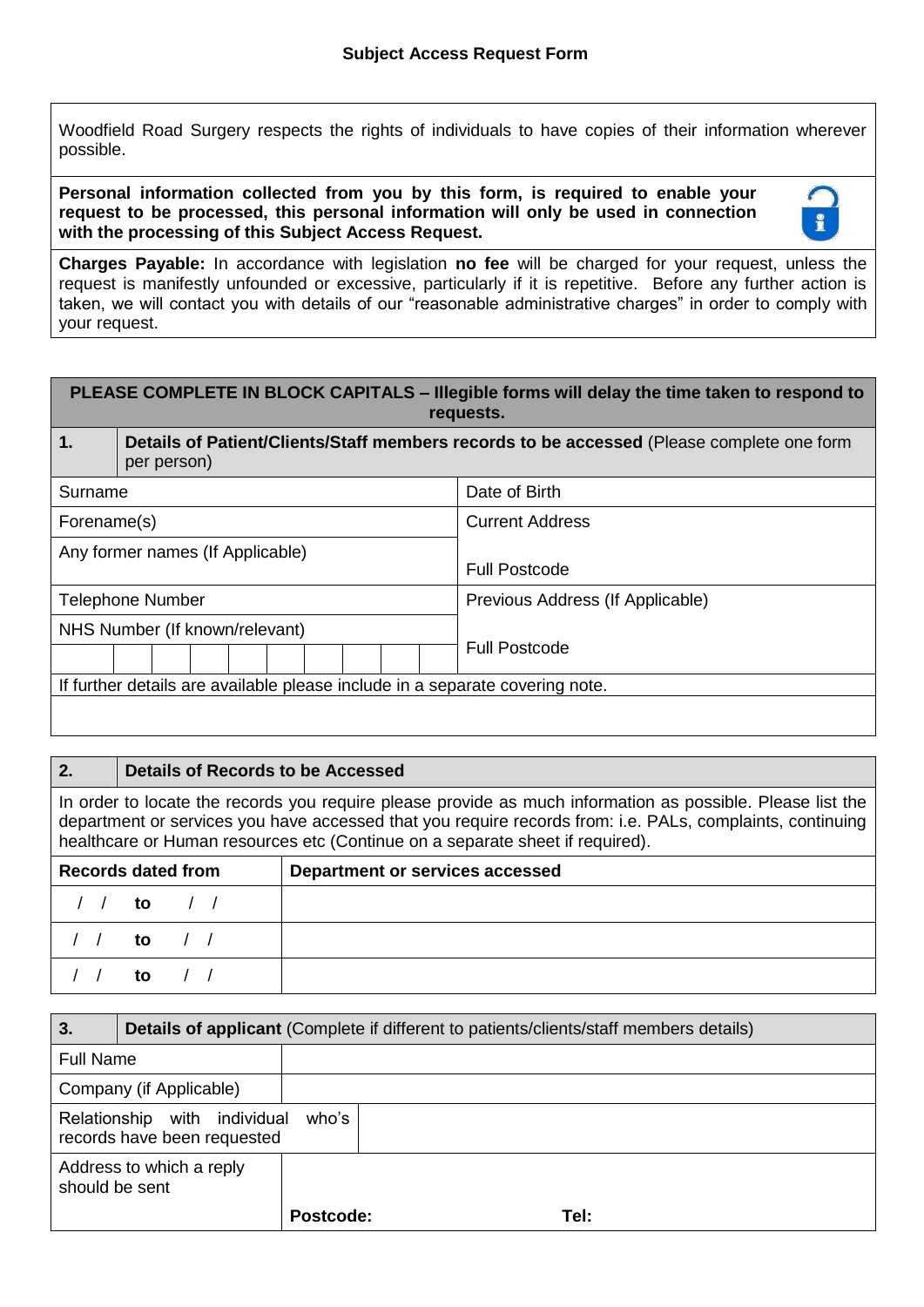# Subject Access Request Form

Woodfield Road Surgery respects the rights of individuals to have copies of their information wherever possible.

**Personal information collected from you by this form, is required to enable your request to be processed, this personal information will only be used in connection with the processing of this Subject Access Request.**

**Charges Payable:** In accordance with legislation **no fee** will be charged for your request, unless the request is manifestly unfounded or excessive, particularly if it is repetitive. Before any further action is taken, we will contact you with details of our "reasonable administrative charges" in order to comply with your request.

**PLEASE COMPLETE IN BLOCK CAPITALS – Illegible forms will delay the time taken to respond to requests.**

| **1.** | **Details of Patient/Clients/Staff members records to be accessed** (Please complete one form per person) |
|---|---|
| Surname | Date of Birth |
| Forename(s) | Current Address |
| Any former names (If Applicable) | Full Postcode |
| Telephone Number | Previous Address (If Applicable) |
| NHS Number (If known/relevant) | Full Postcode |
| If further details are available please include in a separate covering note. | |

| **2.** | **Details of Records to be Accessed** |
|---|---|
| In order to locate the records you require please provide as much information as possible. Please list the department or services you have accessed that you require records from: i.e. PALs, complaints, continuing healthcare or Human resources etc (Continue on a separate sheet if required). | |
| **Records dated from** | **Department or services accessed** |
| / / **to** / / | |
| / / **to** / / | |
| / / **to** / / | |

| **3.** | **Details of applicant** (Complete if different to patients/clients/staff members details) |
|---|---|
| Full Name | |
| Company (if Applicable) | |
| Relationship with individual who's records have been requested | |
| Address to which a reply should be sent | **Postcode:** **Tel:** |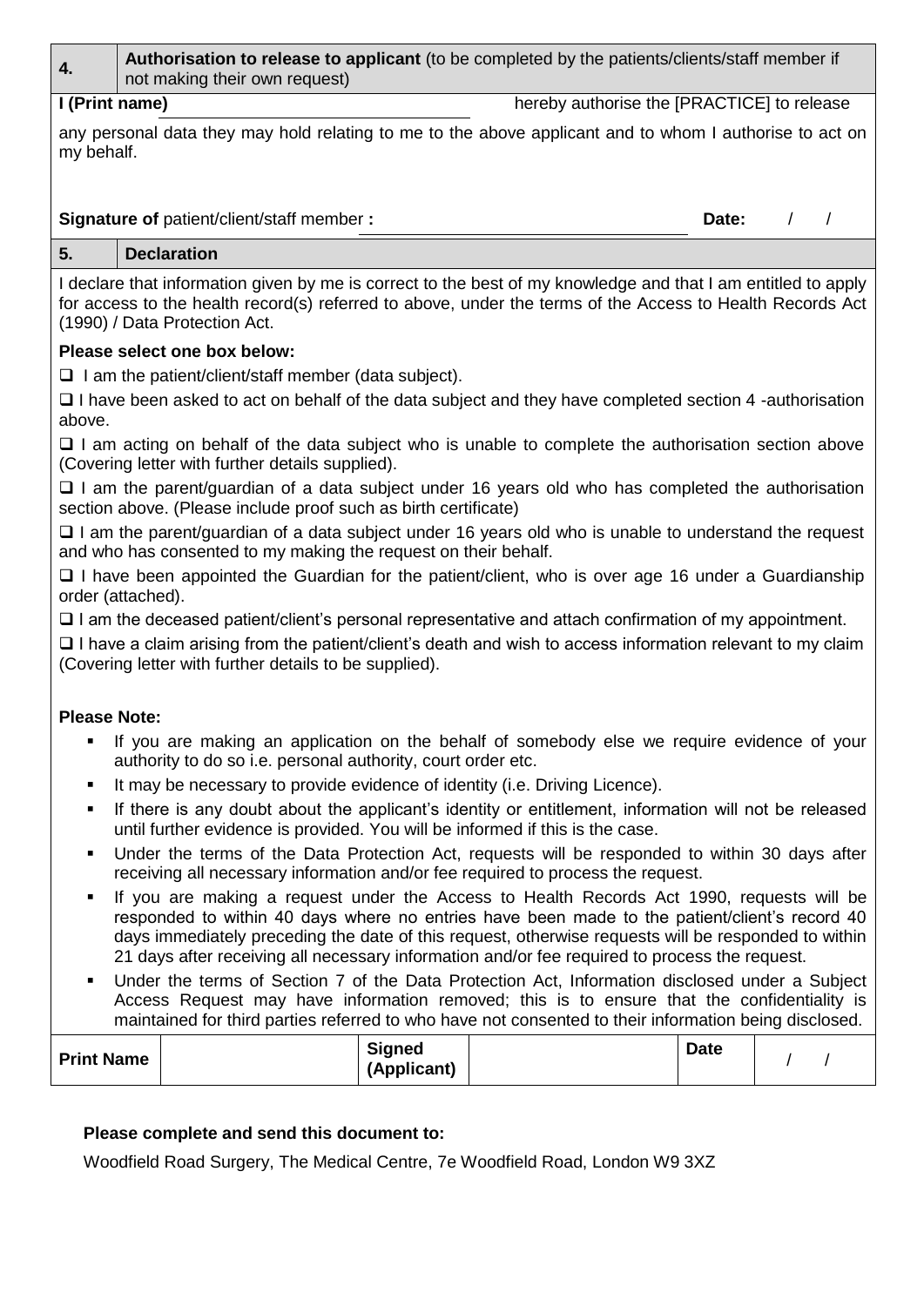| 4. | **Authorisation to release to applicant** (to be completed by the patients/clients/staff member if not making their own request) |
|---|---|

**I (Print name)** ______________________ hereby authorise the [PRACTICE] to release any personal data they may hold relating to me to the above applicant and to whom I authorise to act on my behalf.

**Signature of** patient/client/staff member **:** ______________________ **Date:** / /

| 5. | **Declaration** |
|---|---|

I declare that information given by me is correct to the best of my knowledge and that I am entitled to apply for access to the health record(s) referred to above, under the terms of the Access to Health Records Act (1990) / Data Protection Act.

**Please select one box below:**

❑ I am the patient/client/staff member (data subject).

❑ I have been asked to act on behalf of the data subject and they have completed section 4 -authorisation above.

❑ I am acting on behalf of the data subject who is unable to complete the authorisation section above (Covering letter with further details supplied).

❑ I am the parent/guardian of a data subject under 16 years old who has completed the authorisation section above. (Please include proof such as birth certificate)

❑ I am the parent/guardian of a data subject under 16 years old who is unable to understand the request and who has consented to my making the request on their behalf.

❑ I have been appointed the Guardian for the patient/client, who is over age 16 under a Guardianship order (attached).

❑ I am the deceased patient/client's personal representative and attach confirmation of my appointment.

❑ I have a claim arising from the patient/client's death and wish to access information relevant to my claim (Covering letter with further details to be supplied).

**Please Note:**

- If you are making an application on the behalf of somebody else we require evidence of your authority to do so i.e. personal authority, court order etc.
- It may be necessary to provide evidence of identity (i.e. Driving Licence).
- If there is any doubt about the applicant's identity or entitlement, information will not be released until further evidence is provided. You will be informed if this is the case.
- Under the terms of the Data Protection Act, requests will be responded to within 30 days after receiving all necessary information and/or fee required to process the request.
- If you are making a request under the Access to Health Records Act 1990, requests will be responded to within 40 days where no entries have been made to the patient/client's record 40 days immediately preceding the date of this request, otherwise requests will be responded to within 21 days after receiving all necessary information and/or fee required to process the request.
- Under the terms of Section 7 of the Data Protection Act, Information disclosed under a Subject Access Request may have information removed; this is to ensure that the confidentiality is maintained for third parties referred to who have not consented to their information being disclosed.

| **Print Name** | | **Signed (Applicant)** | | **Date** | / / |
|---|---|---|---|---|---|

**Please complete and send this document to:**

Woodfield Road Surgery, The Medical Centre, 7e Woodfield Road, London W9 3XZ